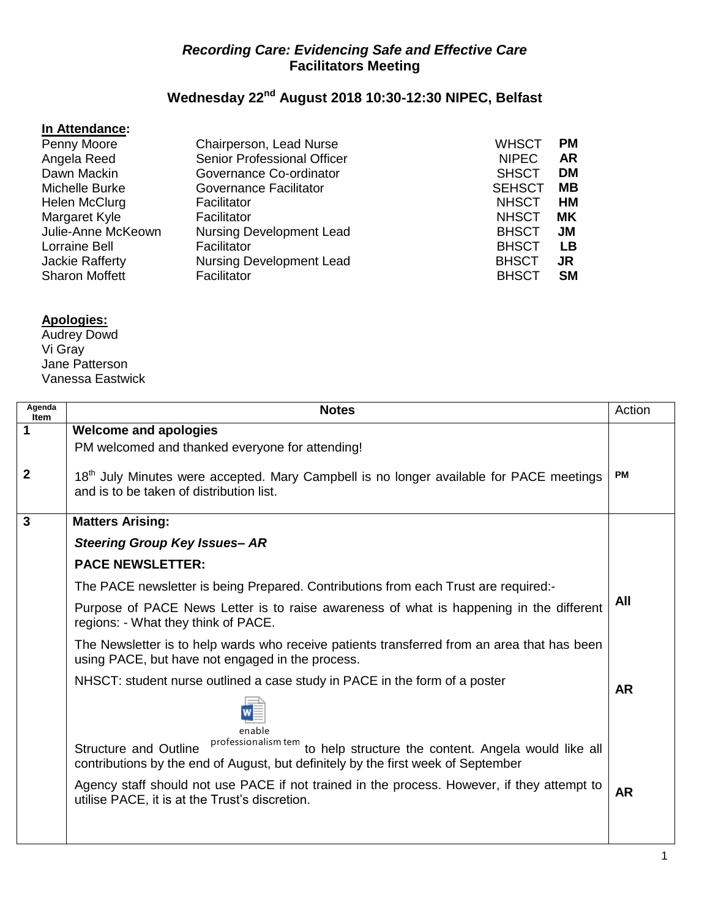# *Recording Care: Evidencing Safe and Effective Care*
## Facilitators Meeting

### Wednesday 22nd August 2018 10:30-12:30 NIPEC, Belfast

**In Attendance:**

| Name | Role | Organisation | Initials |
|---|---|---|---|
| Penny Moore | Chairperson, Lead Nurse | WHSCT | **PM** |
| Angela Reed | Senior Professional Officer | NIPEC | **AR** |
| Dawn Mackin | Governance Co-ordinator | SHSCT | **DM** |
| Michelle Burke | Governance Facilitator | SEHSCT | **MB** |
| Helen McClurg | Facilitator | NHSCT | **HM** |
| Margaret Kyle | Facilitator | NHSCT | **MK** |
| Julie-Anne McKeown | Nursing Development Lead | BHSCT | **JM** |
| Lorraine Bell | Facilitator | BHSCT | **LB** |
| Jackie Rafferty | Nursing Development Lead | BHSCT | **JR** |
| Sharon Moffett | Facilitator | BHSCT | **SM** |

**Apologies:**

Audrey Dowd
Vi Gray
Jane Patterson
Vanessa Eastwick

| Agenda Item | Notes | Action |
|---|---|---|
| 1 | **Welcome and apologies**<br>PM welcomed and thanked everyone for attending! | |
| 2 | 18th July Minutes were accepted. Mary Campbell is no longer available for PACE meetings and is to be taken of distribution list. | **PM** |
| 3 | **Matters Arising:**<br>***Steering Group Key Issues– AR***<br>**PACE NEWSLETTER:**<br>The PACE newsletter is being Prepared. Contributions from each Trust are required:-<br>Purpose of PACE News Letter is to raise awareness of what is happening in the different regions: - What they think of PACE. | **All** |
| | The Newsletter is to help wards who receive patients transferred from an area that has been using PACE, but have not engaged in the process.<br>NHSCT: student nurse outlined a case study in PACE in the form of a poster<br>Structure and Outline enable professionalism tem to help structure the content. Angela would like all contributions by the end of August, but definitely by the first week of September | **AR** |
| | Agency staff should not use PACE if not trained in the process. However, if they attempt to utilise PACE, it is at the Trust's discretion. | **AR** |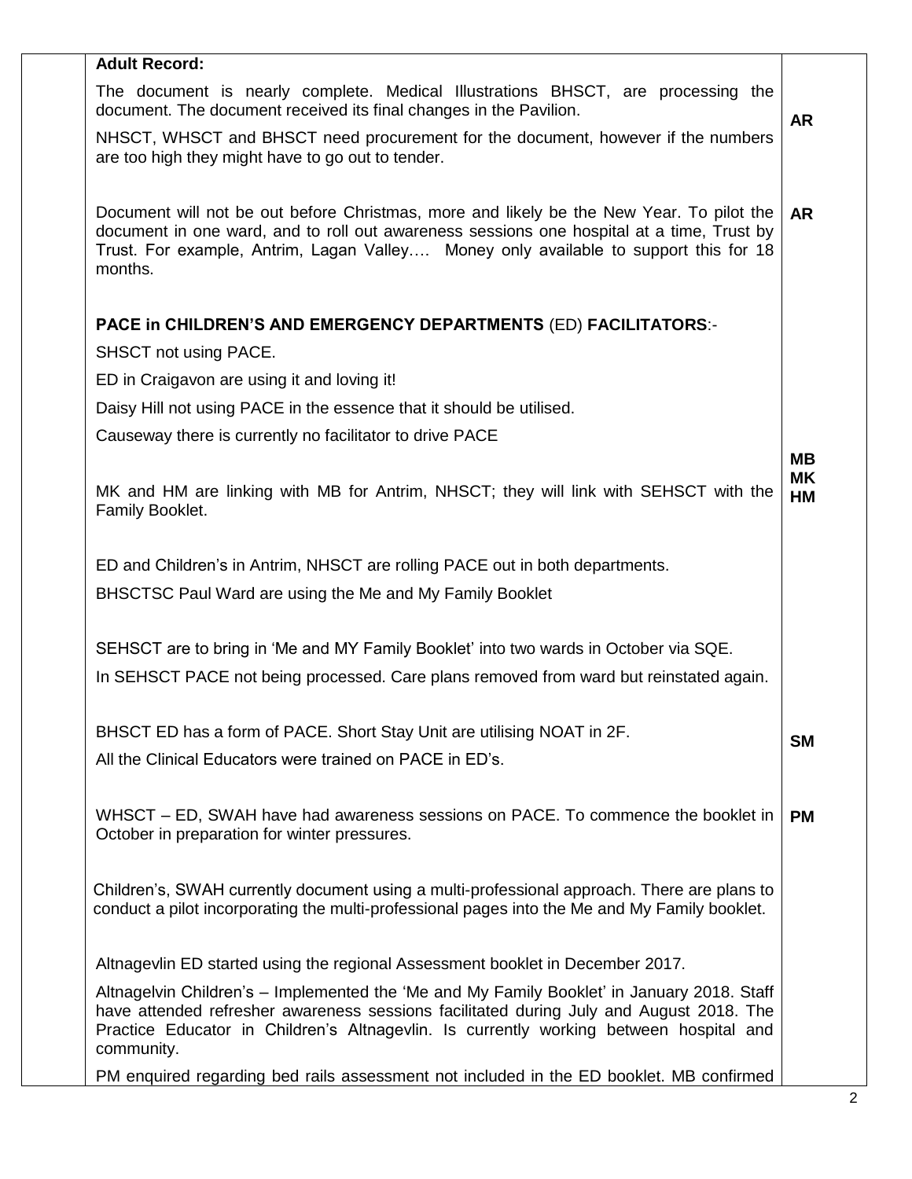| | | |
|---|---|---|
| | **Adult Record:**<br><br>The document is nearly complete. Medical Illustrations BHSCT, are processing the document. The document received its final changes in the Pavilion.<br><br>NHSCT, WHSCT and BHSCT need procurement for the document, however if the numbers are too high they might have to go out to tender. | **AR** |
| | Document will not be out before Christmas, more and likely be the New Year. To pilot the document in one ward, and to roll out awareness sessions one hospital at a time, Trust by Trust. For example, Antrim, Lagan Valley…. Money only available to support this for 18 months. | **AR** |
| | **PACE in CHILDREN'S AND EMERGENCY DEPARTMENTS** (ED) **FACILITATORS**:-<br><br>SHSCT not using PACE.<br><br>ED in Craigavon are using it and loving it!<br><br>Daisy Hill not using PACE in the essence that it should be utilised.<br><br>Causeway there is currently no facilitator to drive PACE | |
| | MK and HM are linking with MB for Antrim, NHSCT; they will link with SEHSCT with the Family Booklet. | **MB**<br>**MK**<br>**HM** |
| | ED and Children's in Antrim, NHSCT are rolling PACE out in both departments.<br><br>BHSCTSC Paul Ward are using the Me and My Family Booklet | |
| | SEHSCT are to bring in 'Me and MY Family Booklet' into two wards in October via SQE.<br><br>In SEHSCT PACE not being processed. Care plans removed from ward but reinstated again. | |
| | BHSCT ED has a form of PACE. Short Stay Unit are utilising NOAT in 2F.<br><br>All the Clinical Educators were trained on PACE in ED's. | **SM** |
| | WHSCT – ED, SWAH have had awareness sessions on PACE. To commence the booklet in October in preparation for winter pressures. | **PM** |
| | Children's, SWAH currently document using a multi-professional approach. There are plans to conduct a pilot incorporating the multi-professional pages into the Me and My Family booklet. | |
| | Altnagevlin ED started using the regional Assessment booklet in December 2017.<br><br>Altnagelvin Children's – Implemented the 'Me and My Family Booklet' in January 2018. Staff have attended refresher awareness sessions facilitated during July and August 2018. The Practice Educator in Children's Altnagevlin. Is currently working between hospital and community.<br><br>PM enquired regarding bed rails assessment not included in the ED booklet. MB confirmed | |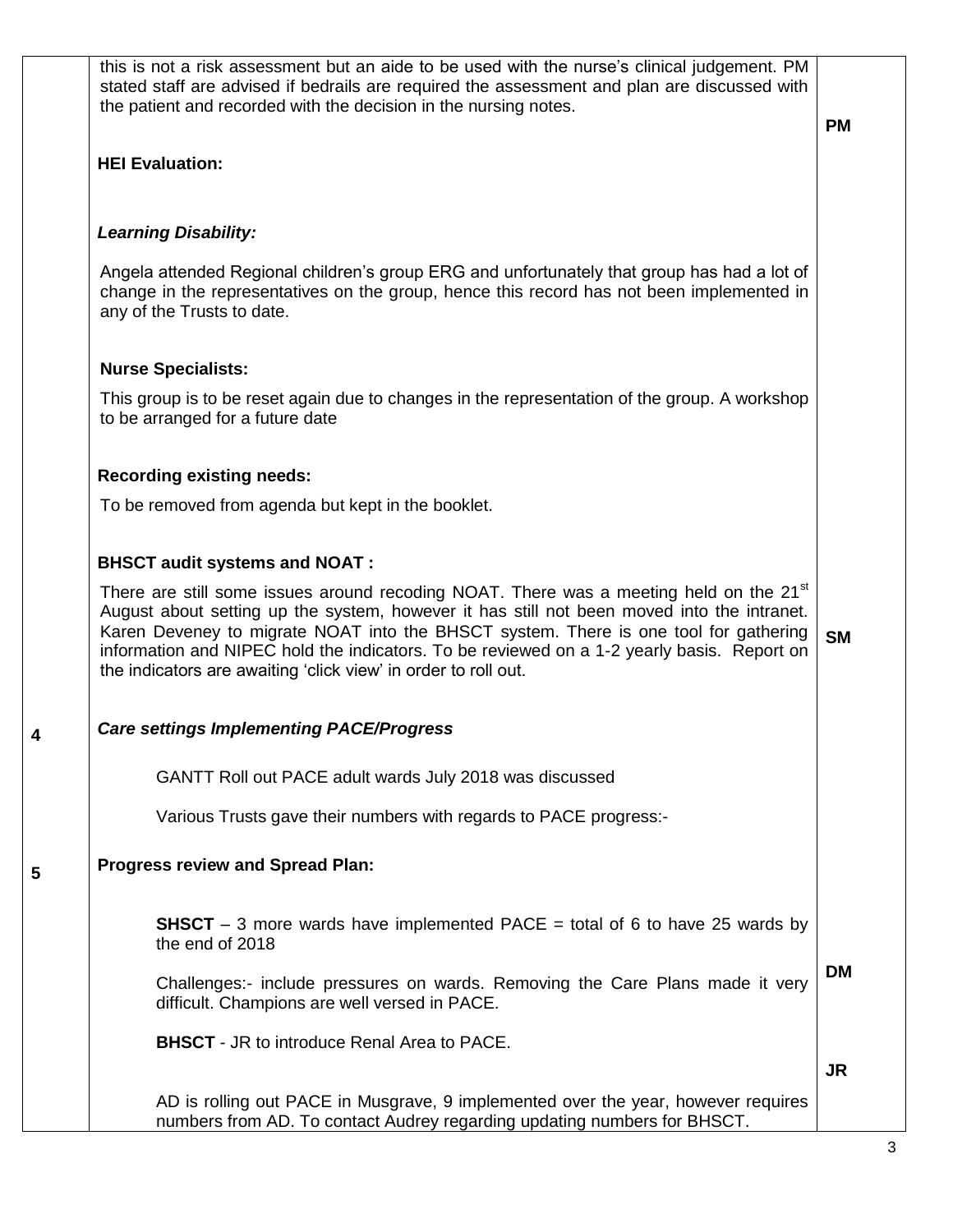| | | |
|---|---|---|
| | this is not a risk assessment but an aide to be used with the nurse's clinical judgement. PM stated staff are advised if bedrails are required the assessment and plan are discussed with the patient and recorded with the decision in the nursing notes. | PM |
| | **HEI Evaluation:** | |
| | ***Learning Disability:*** <br><br> Angela attended Regional children's group ERG and unfortunately that group has had a lot of change in the representatives on the group, hence this record has not been implemented in any of the Trusts to date. | |
| | **Nurse Specialists:** <br><br> This group is to be reset again due to changes in the representation of the group. A workshop to be arranged for a future date | |
| | **Recording existing needs:** <br><br> To be removed from agenda but kept in the booklet. | |
| | **BHSCT audit systems and NOAT :** <br><br> There are still some issues around recoding NOAT. There was a meeting held on the 21st August about setting up the system, however it has still not been moved into the intranet. Karen Deveney to migrate NOAT into the BHSCT system. There is one tool for gathering information and NIPEC hold the indicators. To be reviewed on a 1-2 yearly basis. Report on the indicators are awaiting 'click view' in order to roll out. | SM |
| 4 | ***Care settings Implementing PACE/Progress*** <br><br> GANTT Roll out PACE adult wards July 2018 was discussed <br><br> Various Trusts gave their numbers with regards to PACE progress:- | |
| 5 | **Progress review and Spread Plan:** <br><br> **SHSCT** – 3 more wards have implemented PACE = total of 6 to have 25 wards by the end of 2018 <br><br> Challenges:- include pressures on wards. Removing the Care Plans made it very difficult. Champions are well versed in PACE. | DM |
| | **BHSCT** - JR to introduce Renal Area to PACE. | JR |
| | AD is rolling out PACE in Musgrave, 9 implemented over the year, however requires numbers from AD. To contact Audrey regarding updating numbers for BHSCT. | |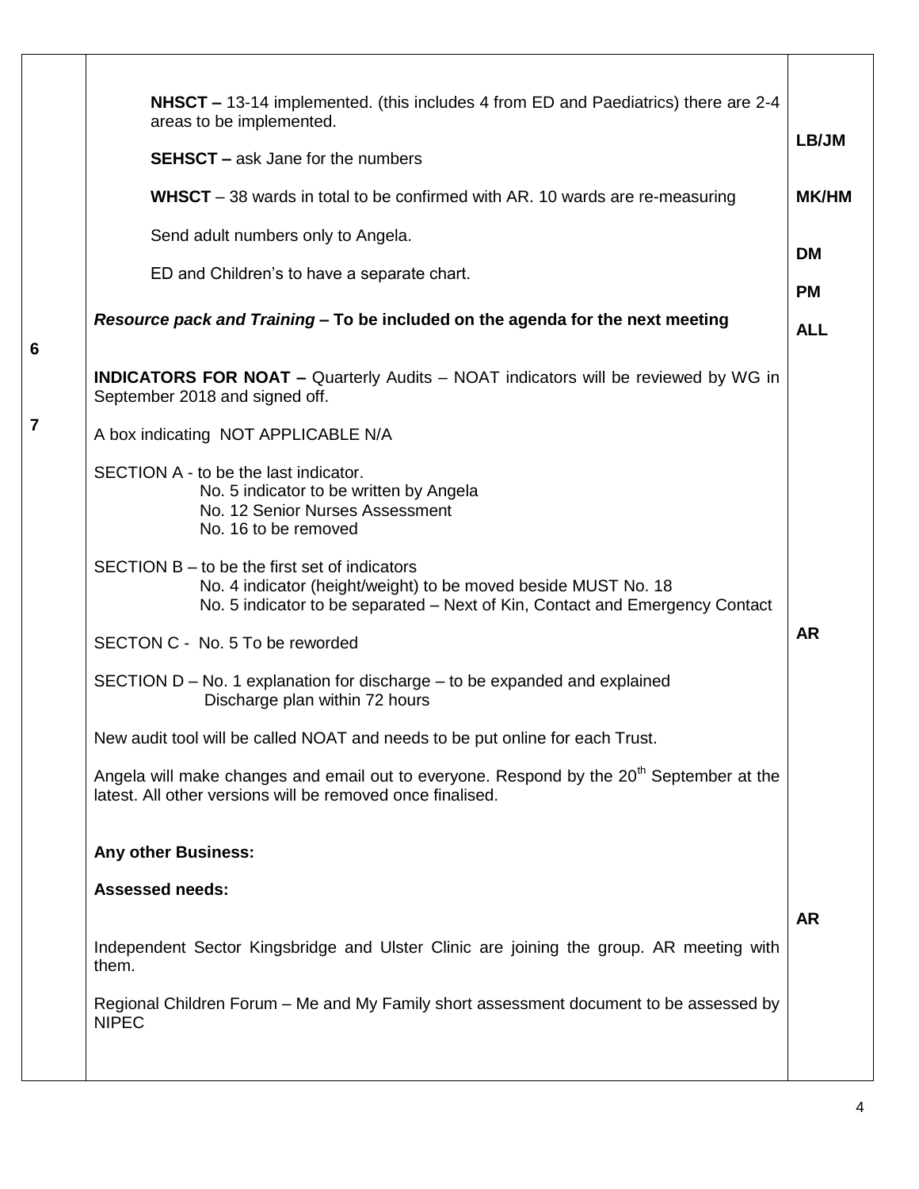| | | |
|---|---|---|
| | **NHSCT –** 13-14 implemented. (this includes 4 from ED and Paediatrics) there are 2-4 areas to be implemented.<br><br>**SEHSCT –** ask Jane for the numbers<br><br>**WHSCT** – 38 wards in total to be confirmed with AR. 10 wards are re-measuring<br><br>Send adult numbers only to Angela.<br><br>ED and Children's to have a separate chart. | **LB/JM**<br><br>**MK/HM**<br><br>**DM**<br><br>**PM** |
| **6** | ***Resource pack and Training* – To be included on the agenda for the next meeting** | **ALL** |
| **7** | **INDICATORS FOR NOAT –** Quarterly Audits – NOAT indicators will be reviewed by WG in September 2018 and signed off.<br><br>A box indicating NOT APPLICABLE N/A<br><br>SECTION A - to be the last indicator.<br>No. 5 indicator to be written by Angela<br>No. 12 Senior Nurses Assessment<br>No. 16 to be removed<br><br>SECTION B – to be the first set of indicators<br>No. 4 indicator (height/weight) to be moved beside MUST No. 18<br>No. 5 indicator to be separated – Next of Kin, Contact and Emergency Contact<br><br>SECTON C - No. 5 To be reworded<br><br>SECTION D – No. 1 explanation for discharge – to be expanded and explained<br>Discharge plan within 72 hours<br><br>New audit tool will be called NOAT and needs to be put online for each Trust.<br><br>Angela will make changes and email out to everyone. Respond by the 20th September at the latest. All other versions will be removed once finalised. | **AR** |
| | **Any other Business:**<br><br>**Assessed needs:**<br><br>Independent Sector Kingsbridge and Ulster Clinic are joining the group. AR meeting with them.<br><br>Regional Children Forum – Me and My Family short assessment document to be assessed by NIPEC | **AR** |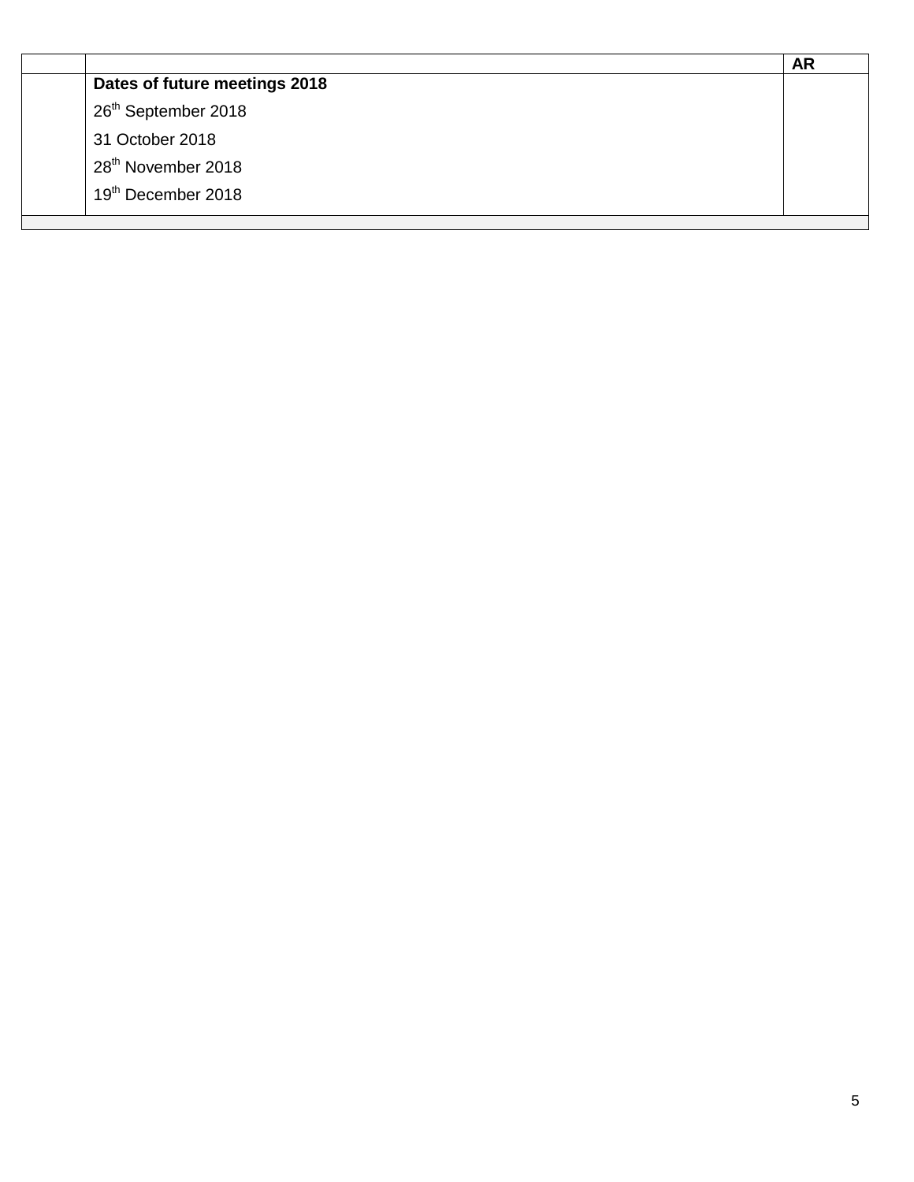| | | AR |
|---|---|---|
| | **Dates of future meetings 2018**<br>26th September 2018<br>31 October 2018<br>28th November 2018<br>19th December 2018 | |
| | | |